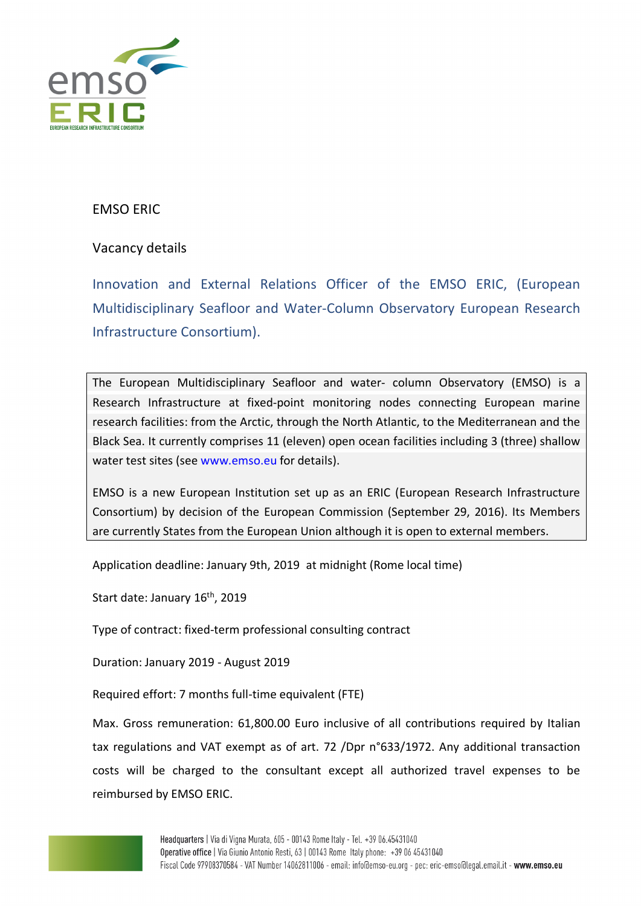EMSO ERIC

Vacancy details

## Innovation and External Relations Officer of the EMSO ERIC, (European Multidisciplinary Seafloor and Water-Column Observatory European Research Infrastructure Consortium).

The European Multidisciplinary Seafloor and water- column Observatory (EMSO) is a Research Infrastructure at fixed-point monitoring nodes connecting European marine research facilities: from the Arctic, through the North Atlantic, to the Mediterranean and the Black Sea. It currently comprises 11 (eleven) open ocean facilities including 3 (three) shallow water test sites (see www.emso.eu for details).

EMSO is a new European Institution set up as an ERIC (European Research Infrastructure Consortium) by decision of the European Commission (September 29, 2016). Its Members are currently States from the European Union although it is open to external members.

Application deadline: January 9th, 2019 at midnight (Rome local time)

Start date: January 16th, 2019

Type of contract: fixed-term professional consulting contract

Duration: January 2019 - August 2019

Required effort: 7 months full-time equivalent (FTE)

Max. Gross remuneration: 61,800.00 Euro inclusive of all contributions required by Italian tax regulations and VAT exempt as of art. 72 /Dpr n°633/1972. Any additional transaction costs will be charged to the consultant except all authorized travel expenses to be reimbursed by EMSO ERIC.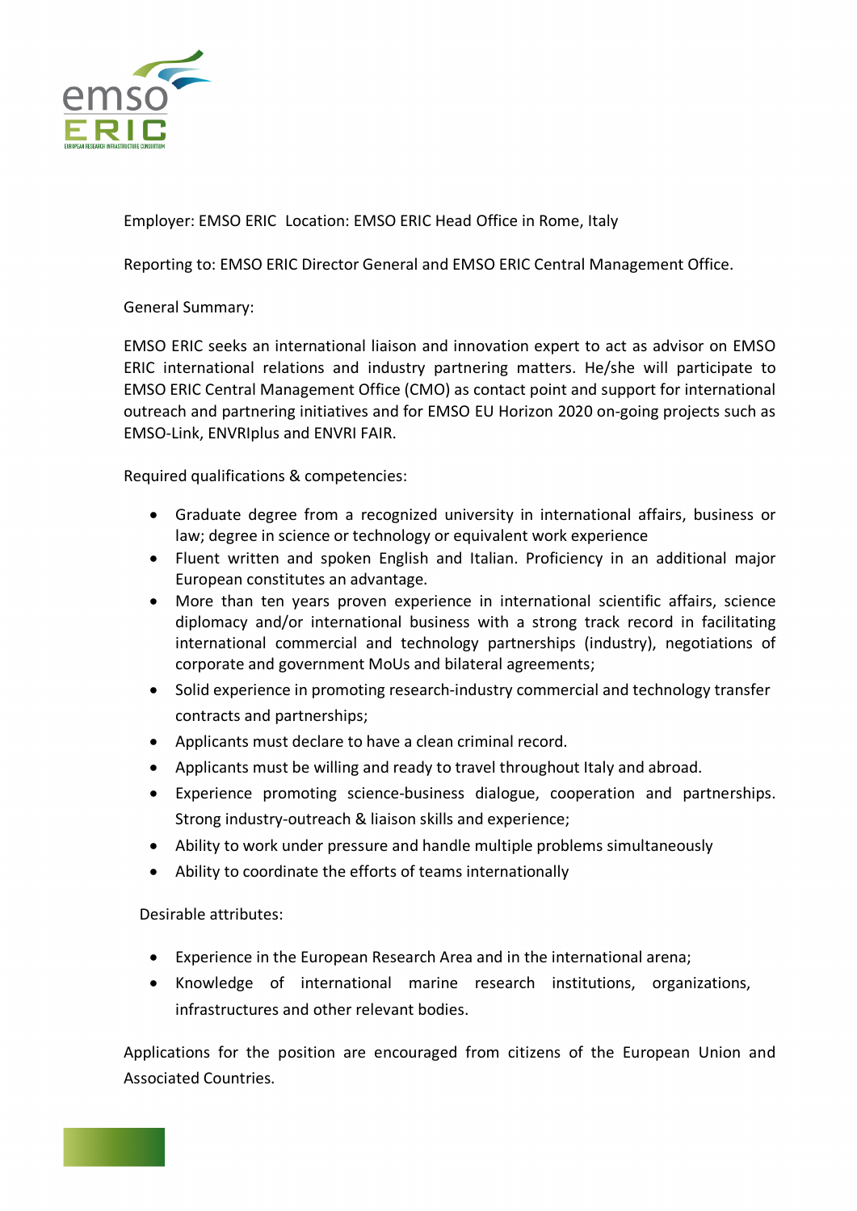Employer: EMSO ERIC  Location: EMSO ERIC Head Office in Rome, Italy

Reporting to: EMSO ERIC Director General and EMSO ERIC Central Management Office.

General Summary:

EMSO ERIC seeks an international liaison and innovation expert to act as advisor on EMSO ERIC international relations and industry partnering matters. He/she will participate to EMSO ERIC Central Management Office (CMO) as contact point and support for international outreach and partnering initiatives and for EMSO EU Horizon 2020 on-going projects such as EMSO-Link, ENVRIplus and ENVRI FAIR.

Required qualifications & competencies:

- Graduate degree from a recognized university in international affairs, business or law; degree in science or technology or equivalent work experience
- Fluent written and spoken English and Italian. Proficiency in an additional major European constitutes an advantage.
- More than ten years proven experience in international scientific affairs, science diplomacy and/or international business with a strong track record in facilitating international commercial and technology partnerships (industry), negotiations of corporate and government MoUs and bilateral agreements;
- Solid experience in promoting research-industry commercial and technology transfer contracts and partnerships;
- Applicants must declare to have a clean criminal record.
- Applicants must be willing and ready to travel throughout Italy and abroad.
- Experience promoting science-business dialogue, cooperation and partnerships. Strong industry-outreach & liaison skills and experience;
- Ability to work under pressure and handle multiple problems simultaneously
- Ability to coordinate the efforts of teams internationally

Desirable attributes:

- Experience in the European Research Area and in the international arena;
- Knowledge of international marine research institutions, organizations, infrastructures and other relevant bodies.

Applications for the position are encouraged from citizens of the European Union and Associated Countries.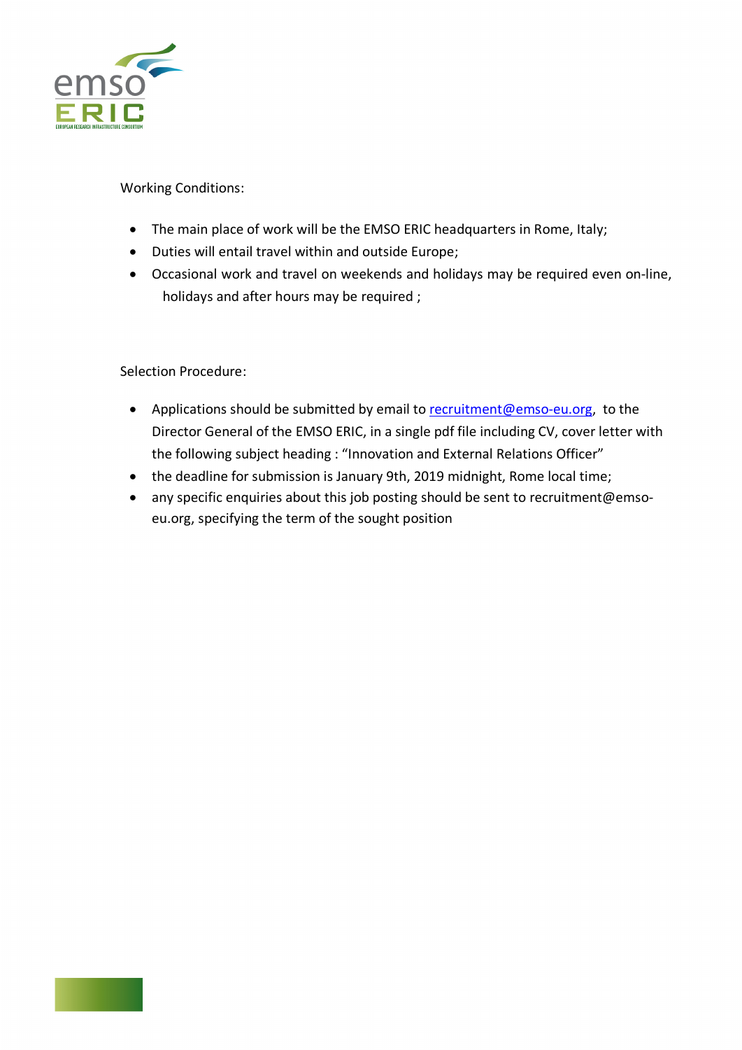Working Conditions:

- The main place of work will be the EMSO ERIC headquarters in Rome, Italy;
- Duties will entail travel within and outside Europe;
- Occasional work and travel on weekends and holidays may be required even on-line, holidays and after hours may be required ;

Selection Procedure:

- Applications should be submitted by email to recruitment@emso-eu.org, to the Director General of the EMSO ERIC, in a single pdf file including CV, cover letter with the following subject heading : "Innovation and External Relations Officer"
- the deadline for submission is January 9th, 2019 midnight, Rome local time;
- any specific enquiries about this job posting should be sent to recruitment@emso-eu.org, specifying the term of the sought position